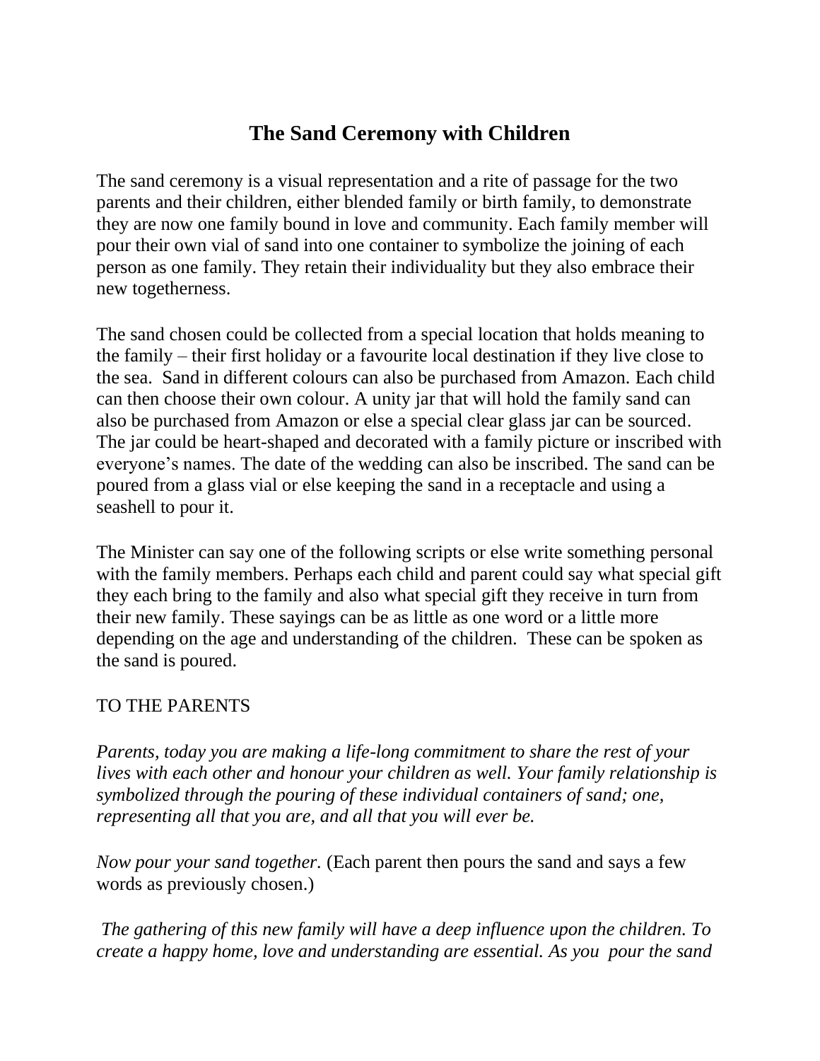# The Sand Ceremony with Children

The sand ceremony is a visual representation and a rite of passage for the two parents and their children, either blended family or birth family, to demonstrate they are now one family bound in love and community. Each family member will pour their own vial of sand into one container to symbolize the joining of each person as one family. They retain their individuality but they also embrace their new togetherness.

The sand chosen could be collected from a special location that holds meaning to the family – their first holiday or a favourite local destination if they live close to the sea. Sand in different colours can also be purchased from Amazon. Each child can then choose their own colour. A unity jar that will hold the family sand can also be purchased from Amazon or else a special clear glass jar can be sourced. The jar could be heart-shaped and decorated with a family picture or inscribed with everyone's names. The date of the wedding can also be inscribed. The sand can be poured from a glass vial or else keeping the sand in a receptacle and using a seashell to pour it.

The Minister can say one of the following scripts or else write something personal with the family members. Perhaps each child and parent could say what special gift they each bring to the family and also what special gift they receive in turn from their new family. These sayings can be as little as one word or a little more depending on the age and understanding of the children. These can be spoken as the sand is poured.

TO THE PARENTS

*Parents, today you are making a life-long commitment to share the rest of your lives with each other and honour your children as well. Your family relationship is symbolized through the pouring of these individual containers of sand; one, representing all that you are, and all that you will ever be.*

*Now pour your sand together.* (Each parent then pours the sand and says a few words as previously chosen.)

*The gathering of this new family will have a deep influence upon the children. To create a happy home, love and understanding are essential. As you pour the sand*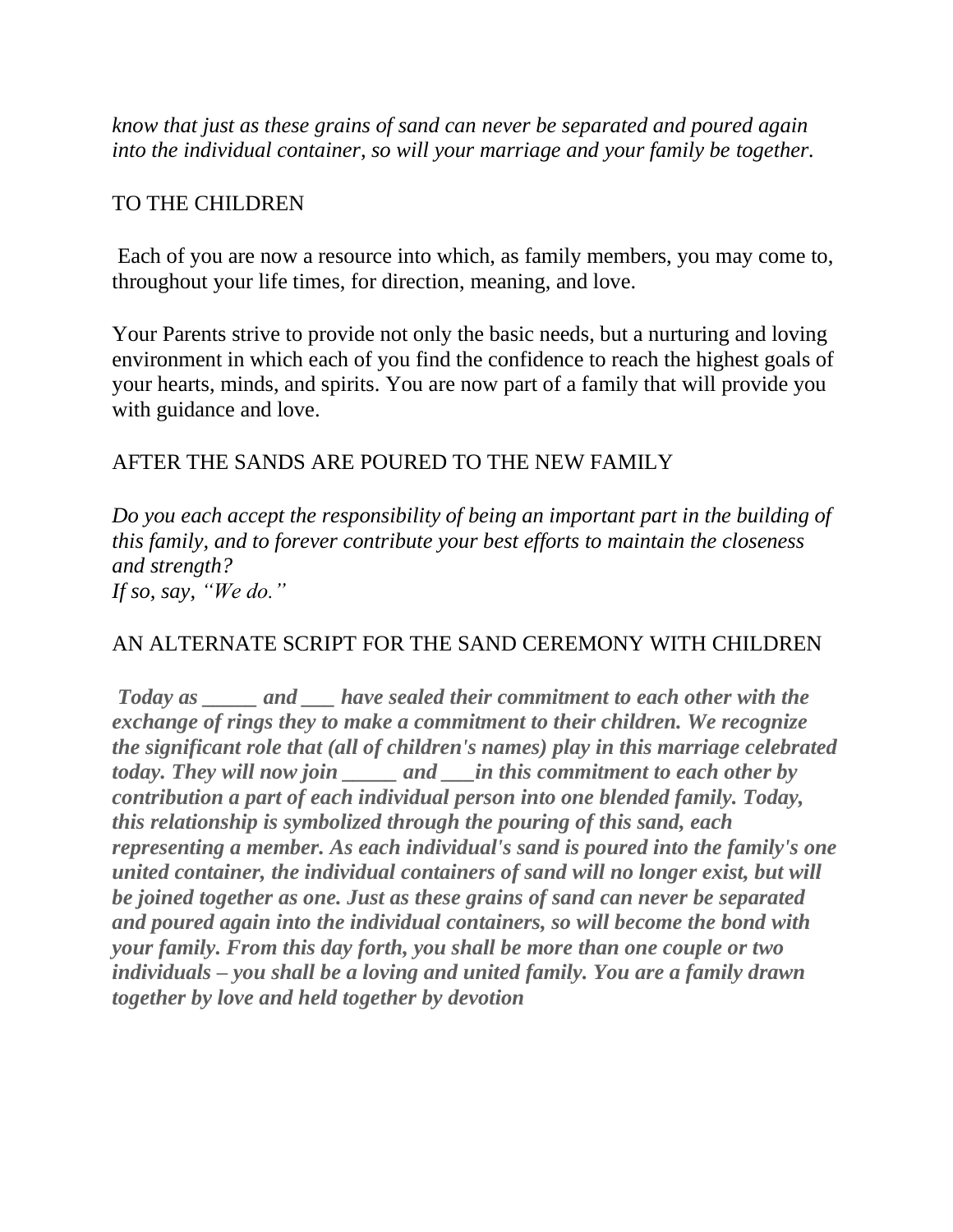*know that just as these grains of sand can never be separated and poured again into the individual container, so will your marriage and your family be together.*

TO THE CHILDREN

Each of you are now a resource into which, as family members, you may come to, throughout your life times, for direction, meaning, and love.

Your Parents strive to provide not only the basic needs, but a nurturing and loving environment in which each of you find the confidence to reach the highest goals of your hearts, minds, and spirits. You are now part of a family that will provide you with guidance and love.

AFTER THE SANDS ARE POURED TO THE NEW FAMILY

*Do you each accept the responsibility of being an important part in the building of this family, and to forever contribute your best efforts to maintain the closeness and strength?*
*If so, say, "We do."*

AN ALTERNATE SCRIPT FOR THE SAND CEREMONY WITH CHILDREN

***Today as _____ and ___ have sealed their commitment to each other with the exchange of rings they to make a commitment to their children. We recognize the significant role that (all of children's names) play in this marriage celebrated today. They will now join _____ and ___in this commitment to each other by contribution a part of each individual person into one blended family. Today, this relationship is symbolized through the pouring of this sand, each representing a member. As each individual's sand is poured into the family's one united container, the individual containers of sand will no longer exist, but will be joined together as one. Just as these grains of sand can never be separated and poured again into the individual containers, so will become the bond with your family. From this day forth, you shall be more than one couple or two individuals – you shall be a loving and united family. You are a family drawn together by love and held together by devotion***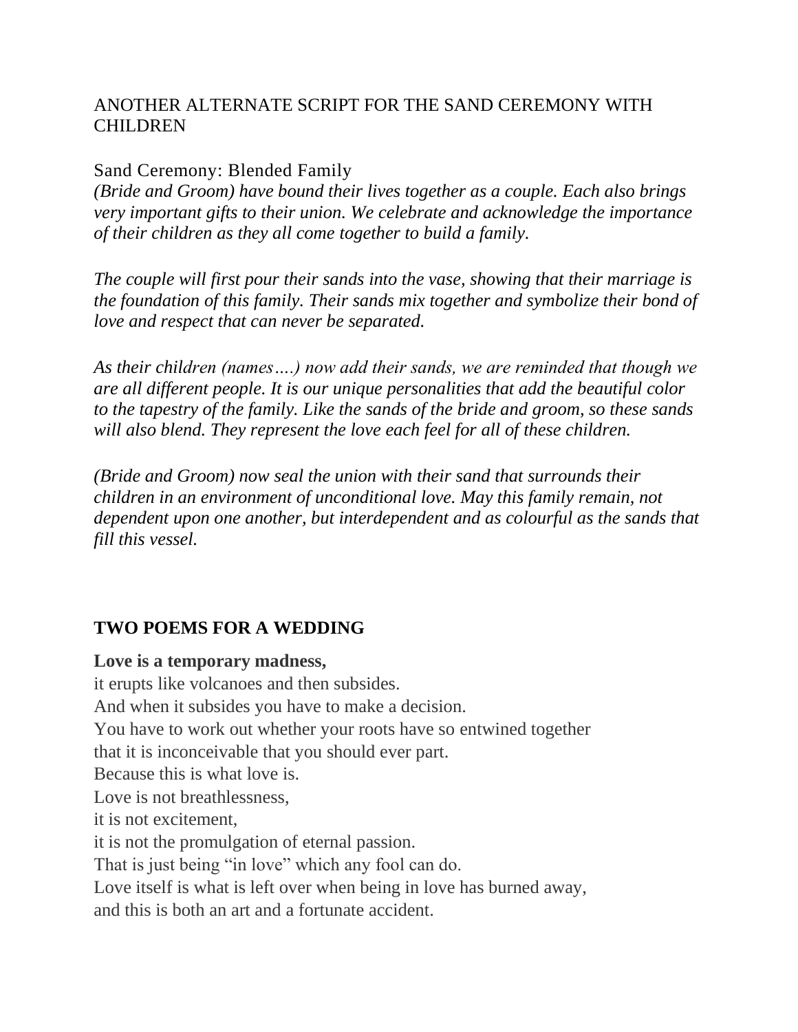ANOTHER ALTERNATE SCRIPT FOR THE SAND CEREMONY WITH CHILDREN

Sand Ceremony: Blended Family

*(Bride and Groom) have bound their lives together as a couple. Each also brings very important gifts to their union. We celebrate and acknowledge the importance of their children as they all come together to build a family.*

*The couple will first pour their sands into the vase, showing that their marriage is the foundation of this family. Their sands mix together and symbolize their bond of love and respect that can never be separated.*

*As their children (names….) now add their sands, we are reminded that though we are all different people. It is our unique personalities that add the beautiful color to the tapestry of the family. Like the sands of the bride and groom, so these sands will also blend. They represent the love each feel for all of these children.*

*(Bride and Groom) now seal the union with their sand that surrounds their children in an environment of unconditional love. May this family remain, not dependent upon one another, but interdependent and as colourful as the sands that fill this vessel.*

## TWO POEMS FOR A WEDDING

**Love is a temporary madness,**
it erupts like volcanoes and then subsides.
And when it subsides you have to make a decision.
You have to work out whether your roots have so entwined together
that it is inconceivable that you should ever part.
Because this is what love is.
Love is not breathlessness,
it is not excitement,
it is not the promulgation of eternal passion.
That is just being "in love" which any fool can do.
Love itself is what is left over when being in love has burned away,
and this is both an art and a fortunate accident.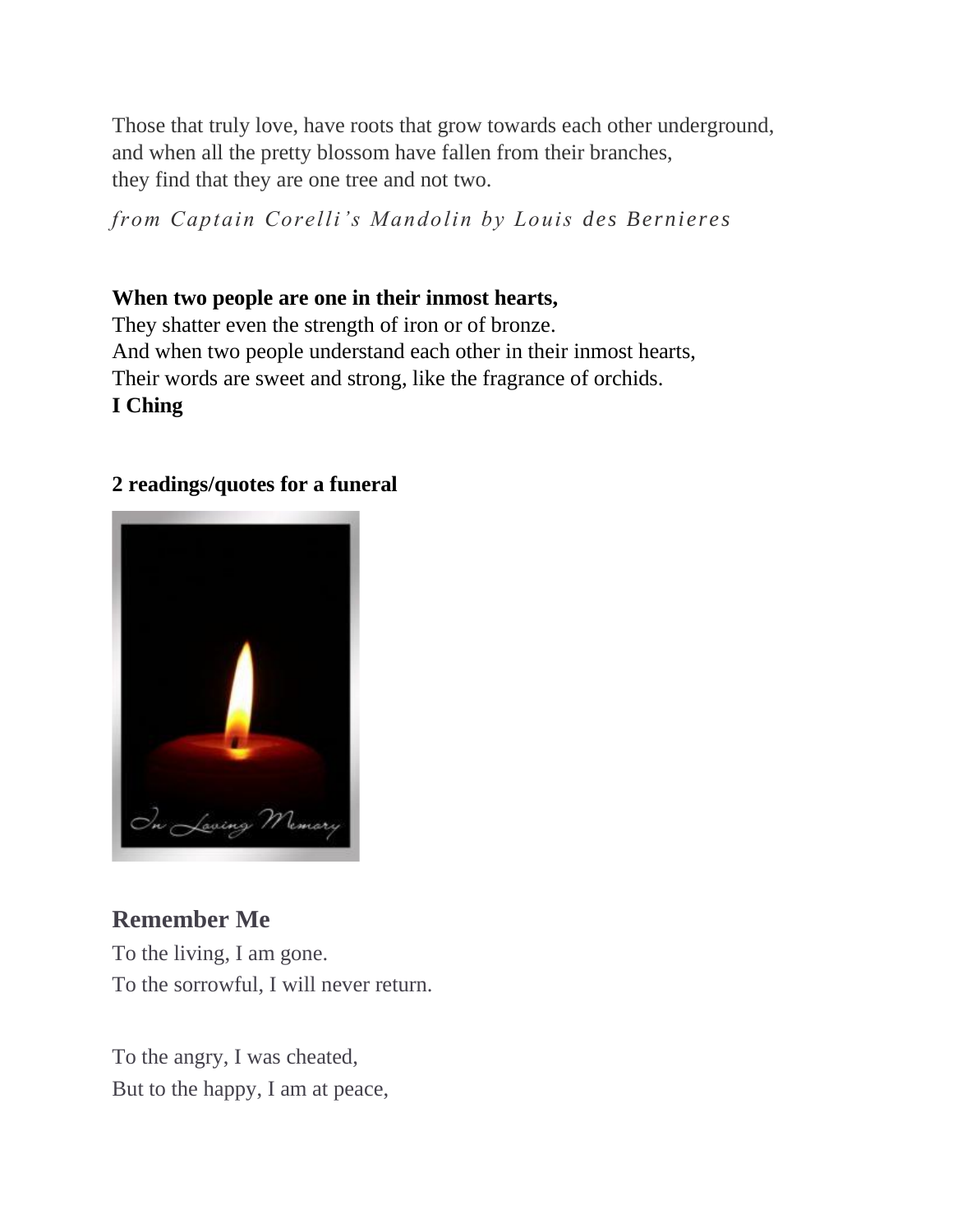Those that truly love, have roots that grow towards each other underground,
and when all the pretty blossom have fallen from their branches,
they find that they are one tree and not two.

*from Captain Corelli's Mandolin by Louis des Bernieres*

**When two people are one in their inmost hearts,**
They shatter even the strength of iron or of bronze.
And when two people understand each other in their inmost hearts,
Their words are sweet and strong, like the fragrance of orchids.
**I Ching**

**2 readings/quotes for a funeral**

## Remember Me

To the living, I am gone.
To the sorrowful, I will never return.

To the angry, I was cheated,
But to the happy, I am at peace,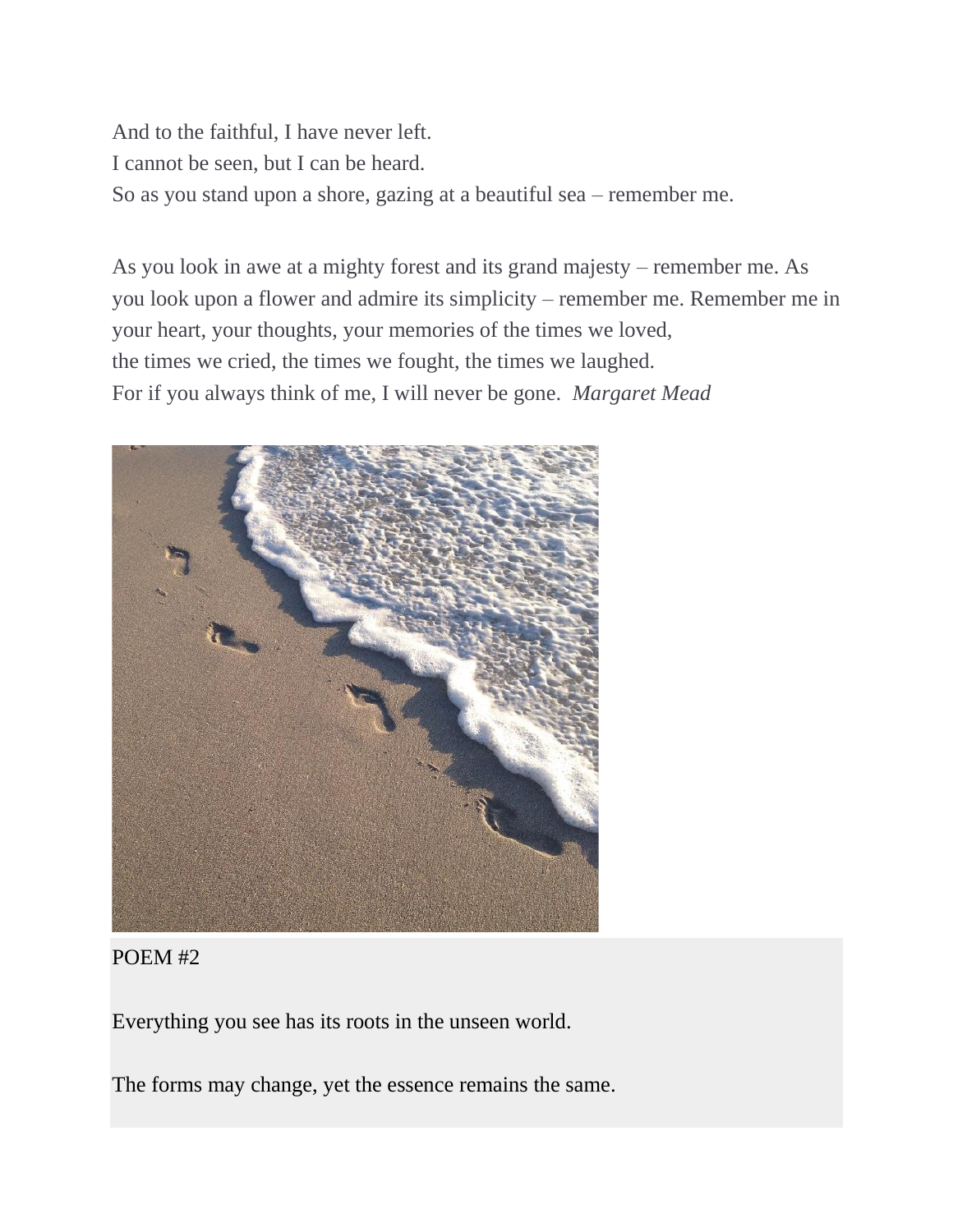And to the faithful, I have never left.
I cannot be seen, but I can be heard.
So as you stand upon a shore, gazing at a beautiful sea – remember me.

As you look in awe at a mighty forest and its grand majesty – remember me. As you look upon a flower and admire its simplicity – remember me. Remember me in your heart, your thoughts, your memories of the times we loved,
the times we cried, the times we fought, the times we laughed.
For if you always think of me, I will never be gone. *Margaret Mead*

POEM #2

Everything you see has its roots in the unseen world.

The forms may change, yet the essence remains the same.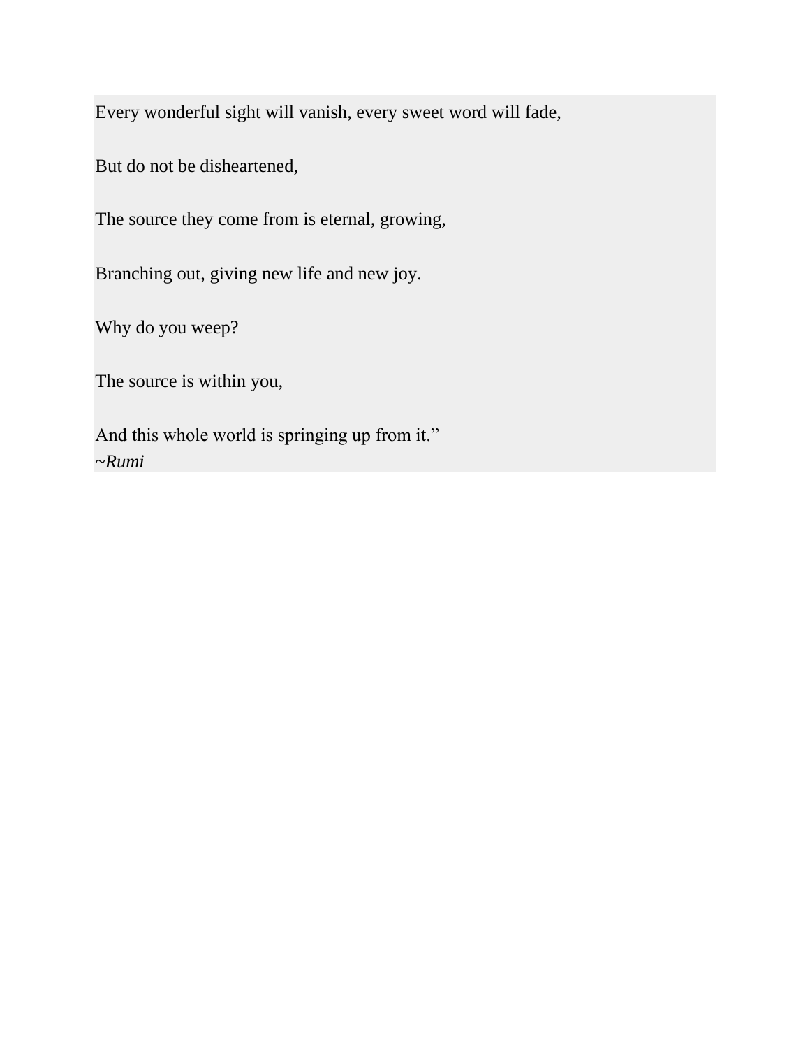Every wonderful sight will vanish, every sweet word will fade,

But do not be disheartened,

The source they come from is eternal, growing,

Branching out, giving new life and new joy.

Why do you weep?

The source is within you,

And this whole world is springing up from it."
~*Rumi*